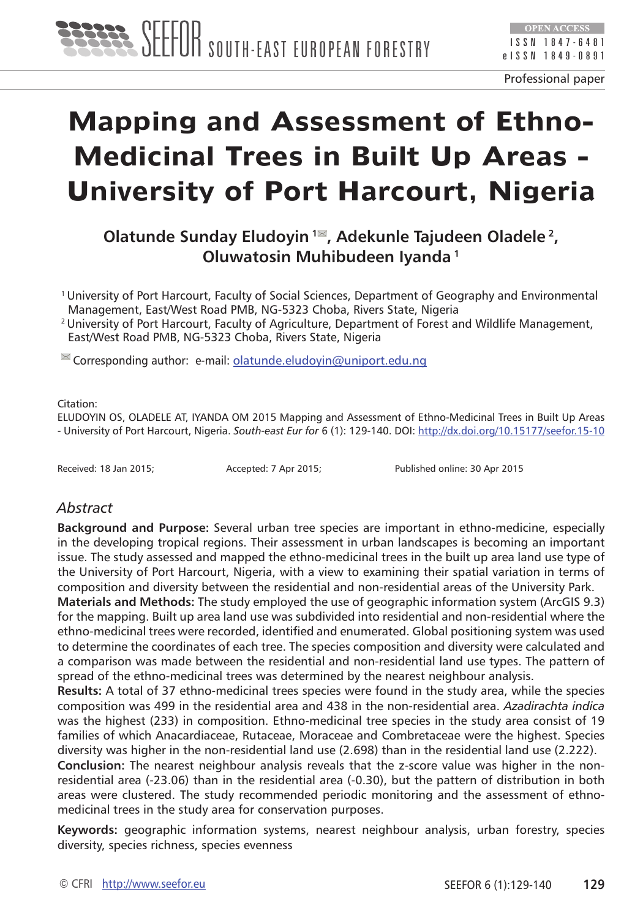Professional paper

# Mapping and Assessment of Ethno-Medicinal Trees in Built Up Areas - University of Port Harcourt, Nigeria

**Olatunde Sunday Eludoyin [1], Adekunle Tajudeen Oladele [2], Oluwatosin Muhibudeen Iyanda [1]**

[1] University of Port Harcourt, Faculty of Social Sciences, Department of Geography and Environmental Management, East/West Road PMB, NG-5323 Choba, Rivers State, Nigeria

[2] University of Port Harcourt, Faculty of Agriculture, Department of Forest and Wildlife Management, East/West Road PMB, NG-5323 Choba, Rivers State, Nigeria

Corresponding author: e-mail: olatunde.eludoyin@uniport.edu.ng

Citation:
ELUDOYIN OS, OLADELE AT, IYANDA OM 2015 Mapping and Assessment of Ethno-Medicinal Trees in Built Up Areas - University of Port Harcourt, Nigeria. *South-east Eur for* 6 (1): 129-140. DOI: http://dx.doi.org/10.15177/seefor.15-10

Received: 18 Jan 2015; Accepted: 7 Apr 2015; Published online: 30 Apr 2015

## *Abstract*

**Background and Purpose:** Several urban tree species are important in ethno-medicine, especially in the developing tropical regions. Their assessment in urban landscapes is becoming an important issue. The study assessed and mapped the ethno-medicinal trees in the built up area land use type of the University of Port Harcourt, Nigeria, with a view to examining their spatial variation in terms of composition and diversity between the residential and non-residential areas of the University Park.

**Materials and Methods:** The study employed the use of geographic information system (ArcGIS 9.3) for the mapping. Built up area land use was subdivided into residential and non-residential where the ethno-medicinal trees were recorded, identified and enumerated. Global positioning system was used to determine the coordinates of each tree. The species composition and diversity were calculated and a comparison was made between the residential and non-residential land use types. The pattern of spread of the ethno-medicinal trees was determined by the nearest neighbour analysis.

**Results:** A total of 37 ethno-medicinal trees species were found in the study area, while the species composition was 499 in the residential area and 438 in the non-residential area. *Azadirachta indica* was the highest (233) in composition. Ethno-medicinal tree species in the study area consist of 19 families of which Anacardiaceae, Rutaceae, Moraceae and Combretaceae were the highest. Species diversity was higher in the non-residential land use (2.698) than in the residential land use (2.222).

**Conclusion:** The nearest neighbour analysis reveals that the z-score value was higher in the non-residential area (-23.06) than in the residential area (-0.30), but the pattern of distribution in both areas were clustered. The study recommended periodic monitoring and the assessment of ethno-medicinal trees in the study area for conservation purposes.

**Keywords:** geographic information systems, nearest neighbour analysis, urban forestry, species diversity, species richness, species evenness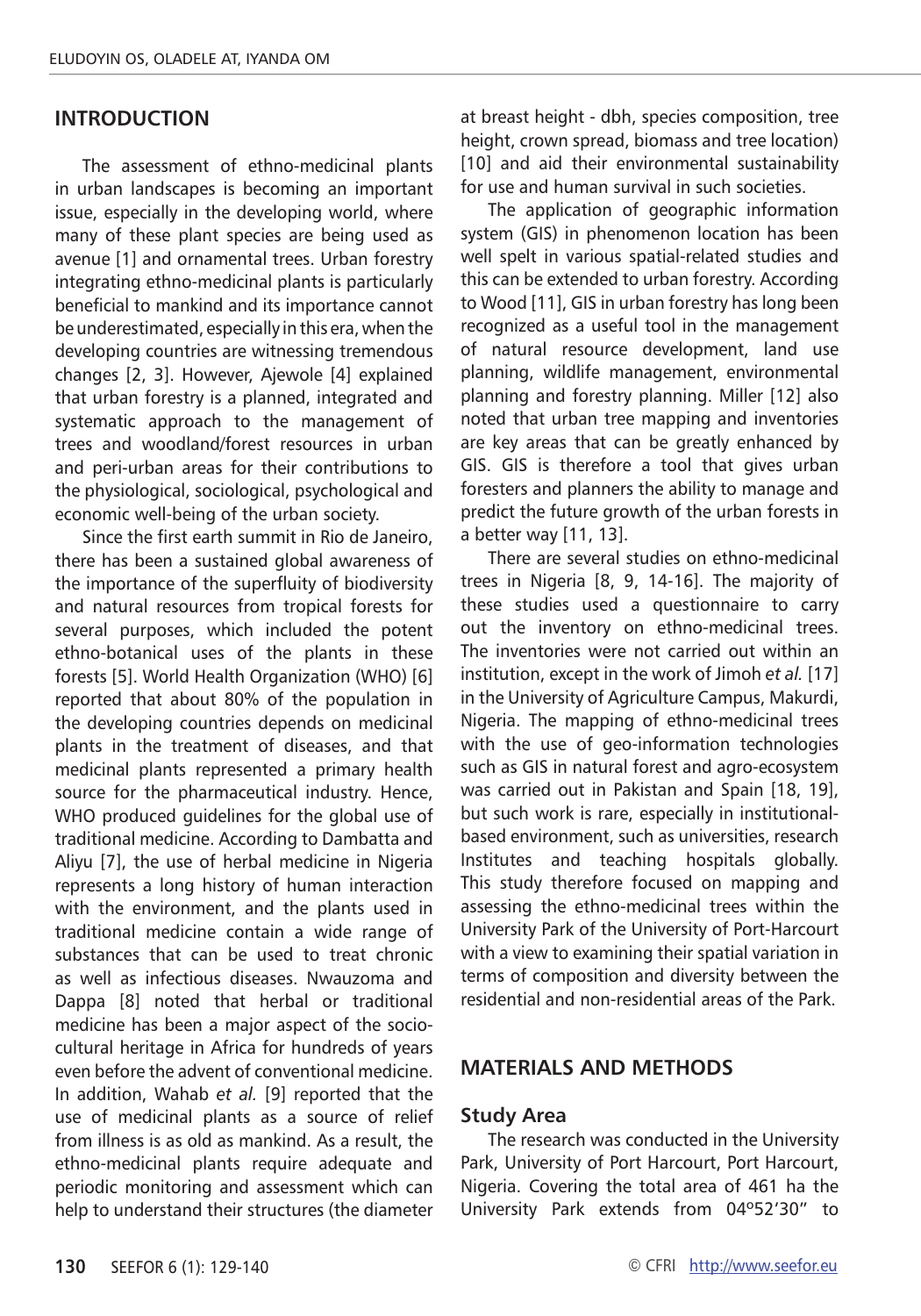## INTRODUCTION

The assessment of ethno-medicinal plants in urban landscapes is becoming an important issue, especially in the developing world, where many of these plant species are being used as avenue [1] and ornamental trees. Urban forestry integrating ethno-medicinal plants is particularly beneficial to mankind and its importance cannot be underestimated, especially in this era, when the developing countries are witnessing tremendous changes [2, 3]. However, Ajewole [4] explained that urban forestry is a planned, integrated and systematic approach to the management of trees and woodland/forest resources in urban and peri-urban areas for their contributions to the physiological, sociological, psychological and economic well-being of the urban society.

Since the first earth summit in Rio de Janeiro, there has been a sustained global awareness of the importance of the superfluity of biodiversity and natural resources from tropical forests for several purposes, which included the potent ethno-botanical uses of the plants in these forests [5]. World Health Organization (WHO) [6] reported that about 80% of the population in the developing countries depends on medicinal plants in the treatment of diseases, and that medicinal plants represented a primary health source for the pharmaceutical industry. Hence, WHO produced guidelines for the global use of traditional medicine. According to Dambatta and Aliyu [7], the use of herbal medicine in Nigeria represents a long history of human interaction with the environment, and the plants used in traditional medicine contain a wide range of substances that can be used to treat chronic as well as infectious diseases. Nwauzoma and Dappa [8] noted that herbal or traditional medicine has been a major aspect of the socio-cultural heritage in Africa for hundreds of years even before the advent of conventional medicine. In addition, Wahab *et al.* [9] reported that the use of medicinal plants as a source of relief from illness is as old as mankind. As a result, the ethno-medicinal plants require adequate and periodic monitoring and assessment which can help to understand their structures (the diameter at breast height - dbh, species composition, tree height, crown spread, biomass and tree location) [10] and aid their environmental sustainability for use and human survival in such societies.

The application of geographic information system (GIS) in phenomenon location has been well spelt in various spatial-related studies and this can be extended to urban forestry. According to Wood [11], GIS in urban forestry has long been recognized as a useful tool in the management of natural resource development, land use planning, wildlife management, environmental planning and forestry planning. Miller [12] also noted that urban tree mapping and inventories are key areas that can be greatly enhanced by GIS. GIS is therefore a tool that gives urban foresters and planners the ability to manage and predict the future growth of the urban forests in a better way [11, 13].

There are several studies on ethno-medicinal trees in Nigeria [8, 9, 14-16]. The majority of these studies used a questionnaire to carry out the inventory on ethno-medicinal trees. The inventories were not carried out within an institution, except in the work of Jimoh *et al.* [17] in the University of Agriculture Campus, Makurdi, Nigeria. The mapping of ethno-medicinal trees with the use of geo-information technologies such as GIS in natural forest and agro-ecosystem was carried out in Pakistan and Spain [18, 19], but such work is rare, especially in institutional-based environment, such as universities, research Institutes and teaching hospitals globally. This study therefore focused on mapping and assessing the ethno-medicinal trees within the University Park of the University of Port-Harcourt with a view to examining their spatial variation in terms of composition and diversity between the residential and non-residential areas of the Park.

## MATERIALS AND METHODS

### Study Area

The research was conducted in the University Park, University of Port Harcourt, Port Harcourt, Nigeria. Covering the total area of 461 ha the University Park extends from 04º52'30" to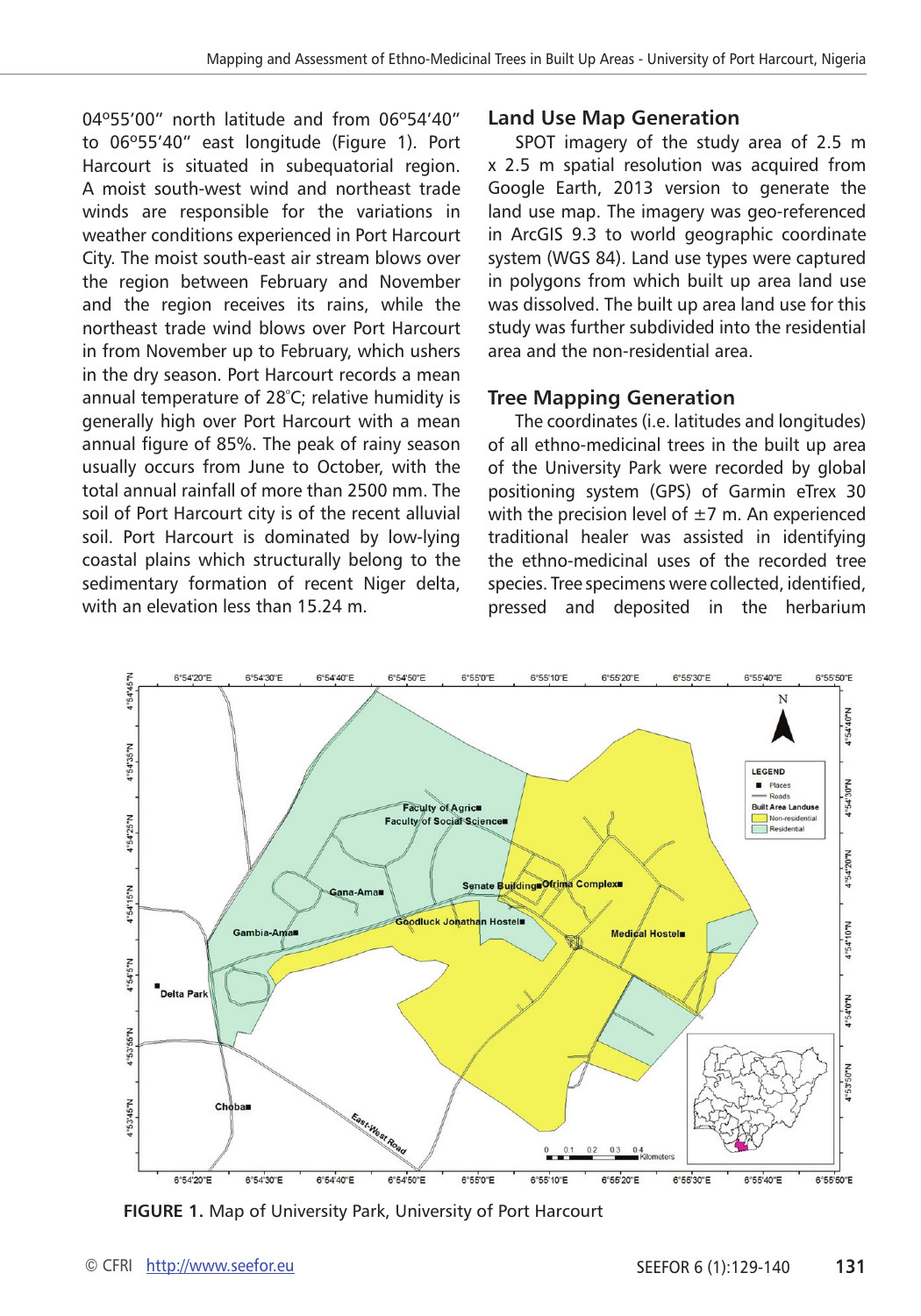04º55'00" north latitude and from 06º54'40" to 06º55'40" east longitude (Figure 1). Port Harcourt is situated in subequatorial region. A moist south-west wind and northeast trade winds are responsible for the variations in weather conditions experienced in Port Harcourt City. The moist south-east air stream blows over the region between February and November and the region receives its rains, while the northeast trade wind blows over Port Harcourt in from November up to February, which ushers in the dry season. Port Harcourt records a mean annual temperature of 28°C; relative humidity is generally high over Port Harcourt with a mean annual figure of 85%. The peak of rainy season usually occurs from June to October, with the total annual rainfall of more than 2500 mm. The soil of Port Harcourt city is of the recent alluvial soil. Port Harcourt is dominated by low-lying coastal plains which structurally belong to the sedimentary formation of recent Niger delta, with an elevation less than 15.24 m.

## Land Use Map Generation

SPOT imagery of the study area of 2.5 m x 2.5 m spatial resolution was acquired from Google Earth, 2013 version to generate the land use map. The imagery was geo-referenced in ArcGIS 9.3 to world geographic coordinate system (WGS 84). Land use types were captured in polygons from which built up area land use was dissolved. The built up area land use for this study was further subdivided into the residential area and the non-residential area.

## Tree Mapping Generation

The coordinates (i.e. latitudes and longitudes) of all ethno-medicinal trees in the built up area of the University Park were recorded by global positioning system (GPS) of Garmin eTrex 30 with the precision level of ±7 m. An experienced traditional healer was assisted in identifying the ethno-medicinal uses of the recorded tree species. Tree specimens were collected, identified, pressed and deposited in the herbarium

**FIGURE 1.** Map of University Park, University of Port Harcourt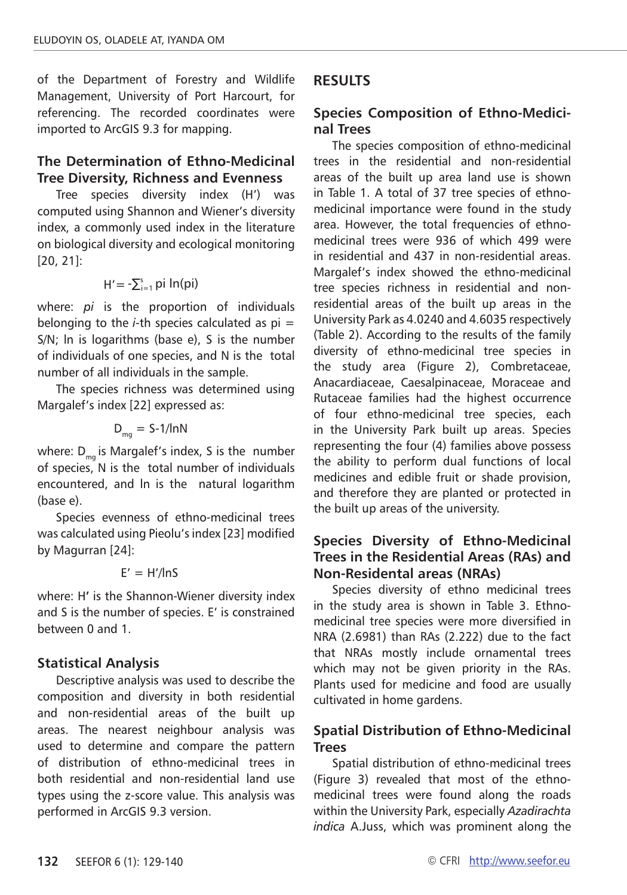of the Department of Forestry and Wildlife Management, University of Port Harcourt, for referencing. The recorded coordinates were imported to ArcGIS 9.3 for mapping.

### The Determination of Ethno-Medicinal Tree Diversity, Richness and Evenness

Tree species diversity index (H') was computed using Shannon and Wiener's diversity index, a commonly used index in the literature on biological diversity and ecological monitoring [20, 21]:

$$H' = -\sum_{i=1}^{s} pi \ln(pi)$$

where: *pi* is the proportion of individuals belonging to the *i*-th species calculated as pi = S/N; ln is logarithms (base e), S is the number of individuals of one species, and N is the total number of all individuals in the sample.

The species richness was determined using Margalef's index [22] expressed as:

$$D_{mg} = S\text{-}1/\ln N$$

where: $D_{mg}$ is Margalef's index, S is the number of species, N is the total number of individuals encountered, and ln is the natural logarithm (base e).

Species evenness of ethno-medicinal trees was calculated using Pieolu's index [23] modified by Magurran [24]:

$$E' = H'/\ln S$$

where: H' is the Shannon-Wiener diversity index and S is the number of species. E' is constrained between 0 and 1.

### Statistical Analysis

Descriptive analysis was used to describe the composition and diversity in both residential and non-residential areas of the built up areas. The nearest neighbour analysis was used to determine and compare the pattern of distribution of ethno-medicinal trees in both residential and non-residential land use types using the z-score value. This analysis was performed in ArcGIS 9.3 version.

## RESULTS

### Species Composition of Ethno-Medicinal Trees

The species composition of ethno-medicinal trees in the residential and non-residential areas of the built up area land use is shown in Table 1. A total of 37 tree species of ethno-medicinal importance were found in the study area. However, the total frequencies of ethno-medicinal trees were 936 of which 499 were in residential and 437 in non-residential areas. Margalef's index showed the ethno-medicinal tree species richness in residential and non-residential areas of the built up areas in the University Park as 4.0240 and 4.6035 respectively (Table 2). According to the results of the family diversity of ethno-medicinal tree species in the study area (Figure 2), Combretaceae, Anacardiaceae, Caesalpinaceae, Moraceae and Rutaceae families had the highest occurrence of four ethno-medicinal tree species, each in the University Park built up areas. Species representing the four (4) families above possess the ability to perform dual functions of local medicines and edible fruit or shade provision, and therefore they are planted or protected in the built up areas of the university.

### Species Diversity of Ethno-Medicinal Trees in the Residential Areas (RAs) and Non-Residental areas (NRAs)

Species diversity of ethno medicinal trees in the study area is shown in Table 3. Ethno-medicinal tree species were more diversified in NRA (2.6981) than RAs (2.222) due to the fact that NRAs mostly include ornamental trees which may not be given priority in the RAs. Plants used for medicine and food are usually cultivated in home gardens.

### Spatial Distribution of Ethno-Medicinal Trees

Spatial distribution of ethno-medicinal trees (Figure 3) revealed that most of the ethno-medicinal trees were found along the roads within the University Park, especially *Azadirachta indica* A.Juss, which was prominent along the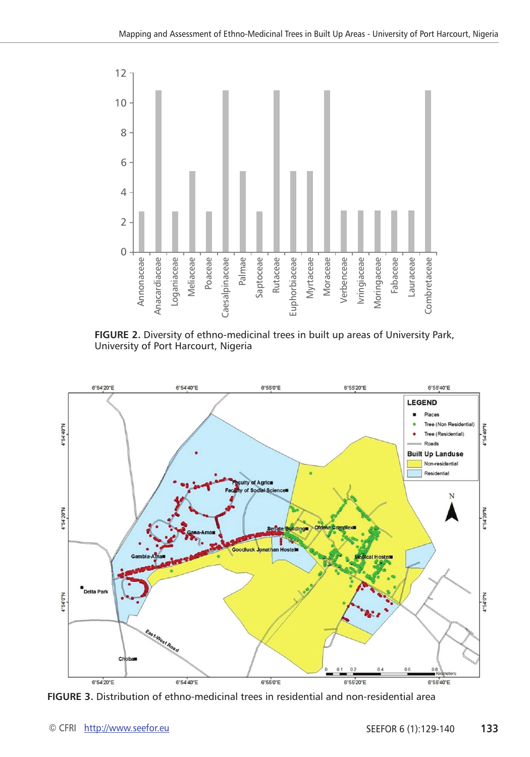FIGURE 2. Diversity of ethno-medicinal trees in built up areas of University Park, University of Port Harcourt, Nigeria

FIGURE 3. Distribution of ethno-medicinal trees in residential and non-residential area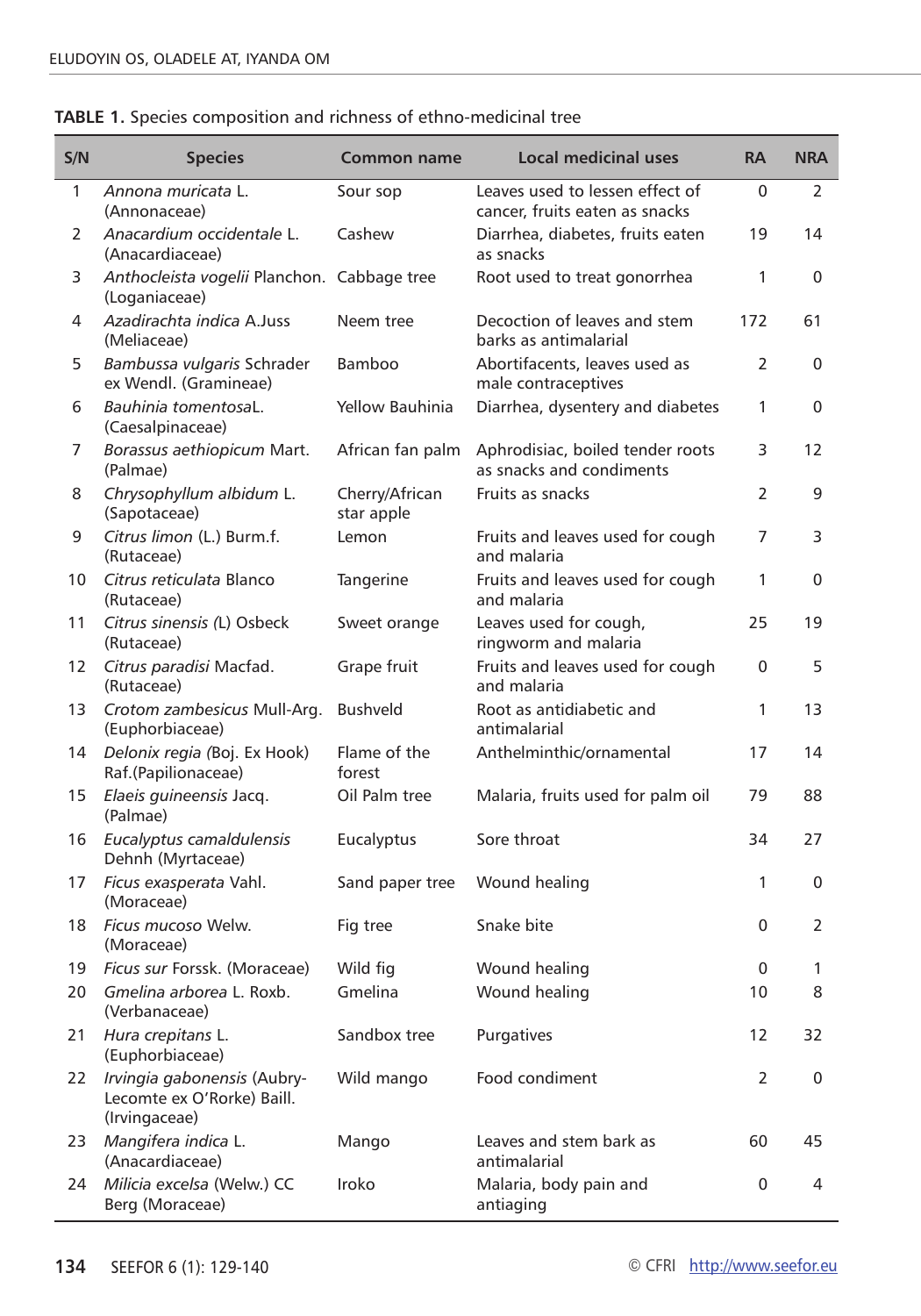**TABLE 1.** Species composition and richness of ethno-medicinal tree

| S/N | Species | Common name | Local medicinal uses | RA | NRA |
|---|---|---|---|---|---|
| 1 | *Annona muricata* L. (Annonaceae) | Sour sop | Leaves used to lessen effect of cancer, fruits eaten as snacks | 0 | 2 |
| 2 | *Anacardium occidentale* L. (Anacardiaceae) | Cashew | Diarrhea, diabetes, fruits eaten as snacks | 19 | 14 |
| 3 | *Anthocleista vogelii* Planchon. (Loganiaceae) | Cabbage tree | Root used to treat gonorrhea | 1 | 0 |
| 4 | *Azadirachta indica* A.Juss (Meliaceae) | Neem tree | Decoction of leaves and stem barks as antimalarial | 172 | 61 |
| 5 | *Bambussa vulgaris* Schrader ex Wendl. (Gramineae) | Bamboo | Abortifacents, leaves used as male contraceptives | 2 | 0 |
| 6 | *Bauhinia tomentosa*L. (Caesalpinaceae) | Yellow Bauhinia | Diarrhea, dysentery and diabetes | 1 | 0 |
| 7 | *Borassus aethiopicum* Mart. (Palmae) | African fan palm | Aphrodisiac, boiled tender roots as snacks and condiments | 3 | 12 |
| 8 | *Chrysophyllum albidum* L. (Sapotaceae) | Cherry/African star apple | Fruits as snacks | 2 | 9 |
| 9 | *Citrus limon* (L.) Burm.f. (Rutaceae) | Lemon | Fruits and leaves used for cough and malaria | 7 | 3 |
| 10 | *Citrus reticulata* Blanco (Rutaceae) | Tangerine | Fruits and leaves used for cough and malaria | 1 | 0 |
| 11 | *Citrus sinensis (*L) Osbeck (Rutaceae) | Sweet orange | Leaves used for cough, ringworm and malaria | 25 | 19 |
| 12 | *Citrus paradisi* Macfad. (Rutaceae) | Grape fruit | Fruits and leaves used for cough and malaria | 0 | 5 |
| 13 | *Crotom zambesicus* Mull-Arg. (Euphorbiaceae) | Bushveld | Root as antidiabetic and antimalarial | 1 | 13 |
| 14 | *Delonix regia (*Boj. Ex Hook) Raf.(Papilionaceae) | Flame of the forest | Anthelminthic/ornamental | 17 | 14 |
| 15 | *Elaeis guineensis* Jacq. (Palmae) | Oil Palm tree | Malaria, fruits used for palm oil | 79 | 88 |
| 16 | *Eucalyptus camaldulensis* Dehnh (Myrtaceae) | Eucalyptus | Sore throat | 34 | 27 |
| 17 | *Ficus exasperata* Vahl. (Moraceae) | Sand paper tree | Wound healing | 1 | 0 |
| 18 | *Ficus mucoso* Welw. (Moraceae) | Fig tree | Snake bite | 0 | 2 |
| 19 | *Ficus sur* Forssk. (Moraceae) | Wild fig | Wound healing | 0 | 1 |
| 20 | *Gmelina arborea* L. Roxb. (Verbanaceae) | Gmelina | Wound healing | 10 | 8 |
| 21 | *Hura crepitans* L. (Euphorbiaceae) | Sandbox tree | Purgatives | 12 | 32 |
| 22 | *Irvingia gabonensis* (Aubry-Lecomte ex O'Rorke) Baill. (Irvingaceae) | Wild mango | Food condiment | 2 | 0 |
| 23 | *Mangifera indica* L. (Anacardiaceae) | Mango | Leaves and stem bark as antimalarial | 60 | 45 |
| 24 | *Milicia excelsa* (Welw.) CC Berg (Moraceae) | Iroko | Malaria, body pain and antiaging | 0 | 4 |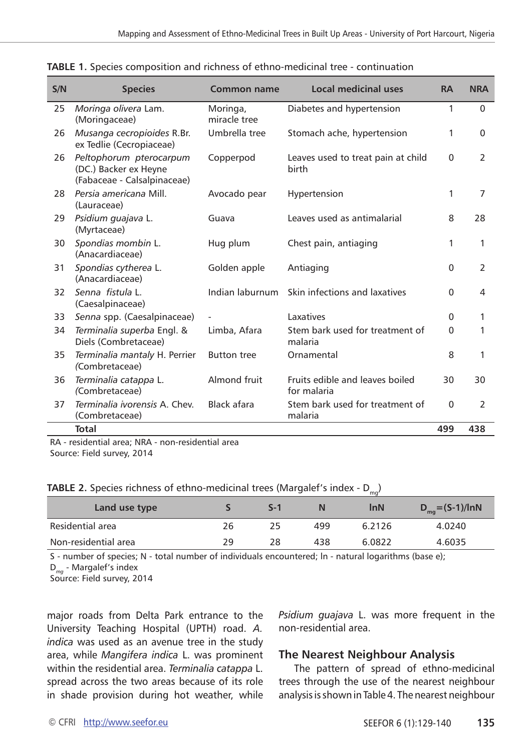**TABLE 1.** Species composition and richness of ethno-medicinal tree - continuation

| S/N | Species | Common name | Local medicinal uses | RA | NRA |
|---|---|---|---|---|---|
| 25 | *Moringa olivera* Lam. (Moringaceae) | Moringa, miracle tree | Diabetes and hypertension | 1 | 0 |
| 26 | *Musanga cecropioides* R.Br. ex Tedlie (Cecropiaceae) | Umbrella tree | Stomach ache, hypertension | 1 | 0 |
| 26 | *Peltophorum pterocarpum* (DC.) Backer ex Heyne (Fabaceae - Calsalpinaceae) | Copperpod | Leaves used to treat pain at child birth | 0 | 2 |
| 28 | *Persia americana* Mill. (Lauraceae) | Avocado pear | Hypertension | 1 | 7 |
| 29 | *Psidium guajava* L. (Myrtaceae) | Guava | Leaves used as antimalarial | 8 | 28 |
| 30 | *Spondias mombin* L. (Anacardiaceae) | Hug plum | Chest pain, antiaging | 1 | 1 |
| 31 | *Spondias cytherea* L. (Anacardiaceae) | Golden apple | Antiaging | 0 | 2 |
| 32 | *Senna fistula* L. (Caesalpinaceae) | Indian laburnum | Skin infections and laxatives | 0 | 4 |
| 33 | *Senna* spp. (Caesalpinaceae) | - | Laxatives | 0 | 1 |
| 34 | *Terminalia superba* Engl. & Diels (Combretaceae) | Limba, Afara | Stem bark used for treatment of malaria | 0 | 1 |
| 35 | *Terminalia mantaly* H. Perrier (Combretaceae) | Button tree | Ornamental | 8 | 1 |
| 36 | *Terminalia catappa* L. (Combretaceae) | Almond fruit | Fruits edible and leaves boiled for malaria | 30 | 30 |
| 37 | *Terminalia ivorensis* A. Chev. (Combretaceae) | Black afara | Stem bark used for treatment of malaria | 0 | 2 |
| | **Total** | | | **499** | **438** |

RA - residential area; NRA - non-residential area
Source: Field survey, 2014

**TABLE 2.** Species richness of ethno-medicinal trees (Margalef's index - $D_{mg}$)

| Land use type | S | S-1 | N | lnN | $D_{mg}$=(S-1)/lnN |
|---|---|---|---|---|---|
| Residential area | 26 | 25 | 499 | 6.2126 | 4.0240 |
| Non-residential area | 29 | 28 | 438 | 6.0822 | 4.6035 |

S - number of species; N - total number of individuals encountered; ln - natural logarithms (base e);
$D_{mg}$ - Margalef's index
Source: Field survey, 2014

major roads from Delta Park entrance to the University Teaching Hospital (UPTH) road. *A. indica* was used as an avenue tree in the study area, while *Mangifera indica* L. was prominent within the residential area. *Terminalia catappa* L. spread across the two areas because of its role in shade provision during hot weather, while *Psidium guajava* L. was more frequent in the non-residential area.

## The Nearest Neighbour Analysis

The pattern of spread of ethno-medicinal trees through the use of the nearest neighbour analysis is shown in Table 4. The nearest neighbour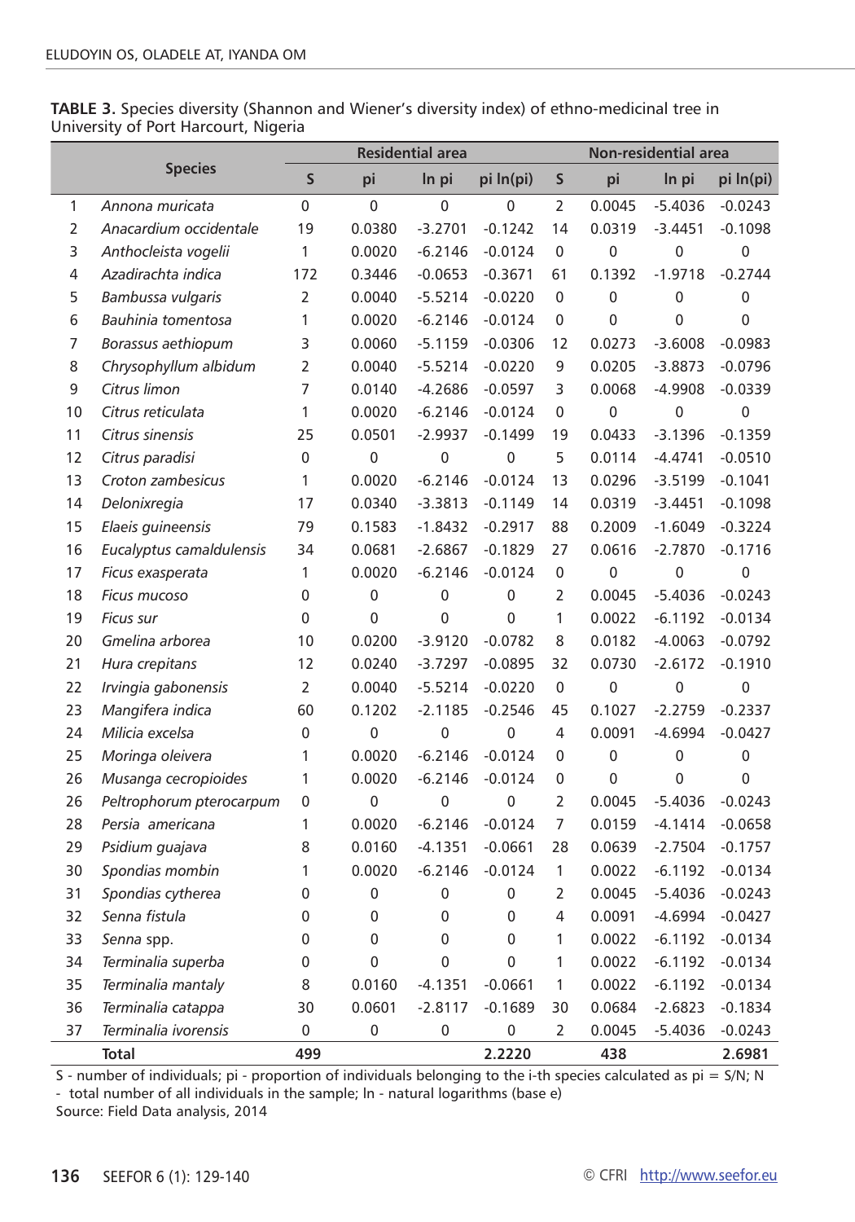**TABLE 3.** Species diversity (Shannon and Wiener's diversity index) of ethno-medicinal tree in University of Port Harcourt, Nigeria

| | Species | Residential area | | | | Non-residential area | | | |
|---|---|---|---|---|---|---|---|---|---|
| | | S | pi | ln pi | pi ln(pi) | S | pi | ln pi | pi ln(pi) |
| 1 | *Annona muricata* | 0 | 0 | 0 | 0 | 2 | 0.0045 | -5.4036 | -0.0243 |
| 2 | *Anacardium occidentale* | 19 | 0.0380 | -3.2701 | -0.1242 | 14 | 0.0319 | -3.4451 | -0.1098 |
| 3 | *Anthocleista vogelii* | 1 | 0.0020 | -6.2146 | -0.0124 | 0 | 0 | 0 | 0 |
| 4 | *Azadirachta indica* | 172 | 0.3446 | -0.0653 | -0.3671 | 61 | 0.1392 | -1.9718 | -0.2744 |
| 5 | *Bambussa vulgaris* | 2 | 0.0040 | -5.5214 | -0.0220 | 0 | 0 | 0 | 0 |
| 6 | *Bauhinia tomentosa* | 1 | 0.0020 | -6.2146 | -0.0124 | 0 | 0 | 0 | 0 |
| 7 | *Borassus aethiopum* | 3 | 0.0060 | -5.1159 | -0.0306 | 12 | 0.0273 | -3.6008 | -0.0983 |
| 8 | *Chrysophyllum albidum* | 2 | 0.0040 | -5.5214 | -0.0220 | 9 | 0.0205 | -3.8873 | -0.0796 |
| 9 | *Citrus limon* | 7 | 0.0140 | -4.2686 | -0.0597 | 3 | 0.0068 | -4.9908 | -0.0339 |
| 10 | *Citrus reticulata* | 1 | 0.0020 | -6.2146 | -0.0124 | 0 | 0 | 0 | 0 |
| 11 | *Citrus sinensis* | 25 | 0.0501 | -2.9937 | -0.1499 | 19 | 0.0433 | -3.1396 | -0.1359 |
| 12 | *Citrus paradisi* | 0 | 0 | 0 | 0 | 5 | 0.0114 | -4.4741 | -0.0510 |
| 13 | *Croton zambesicus* | 1 | 0.0020 | -6.2146 | -0.0124 | 13 | 0.0296 | -3.5199 | -0.1041 |
| 14 | *Delonixregia* | 17 | 0.0340 | -3.3813 | -0.1149 | 14 | 0.0319 | -3.4451 | -0.1098 |
| 15 | *Elaeis guineensis* | 79 | 0.1583 | -1.8432 | -0.2917 | 88 | 0.2009 | -1.6049 | -0.3224 |
| 16 | *Eucalyptus camaldulensis* | 34 | 0.0681 | -2.6867 | -0.1829 | 27 | 0.0616 | -2.7870 | -0.1716 |
| 17 | *Ficus exasperata* | 1 | 0.0020 | -6.2146 | -0.0124 | 0 | 0 | 0 | 0 |
| 18 | *Ficus mucoso* | 0 | 0 | 0 | 0 | 2 | 0.0045 | -5.4036 | -0.0243 |
| 19 | *Ficus sur* | 0 | 0 | 0 | 0 | 1 | 0.0022 | -6.1192 | -0.0134 |
| 20 | *Gmelina arborea* | 10 | 0.0200 | -3.9120 | -0.0782 | 8 | 0.0182 | -4.0063 | -0.0792 |
| 21 | *Hura crepitans* | 12 | 0.0240 | -3.7297 | -0.0895 | 32 | 0.0730 | -2.6172 | -0.1910 |
| 22 | *Irvingia gabonensis* | 2 | 0.0040 | -5.5214 | -0.0220 | 0 | 0 | 0 | 0 |
| 23 | *Mangifera indica* | 60 | 0.1202 | -2.1185 | -0.2546 | 45 | 0.1027 | -2.2759 | -0.2337 |
| 24 | *Milicia excelsa* | 0 | 0 | 0 | 0 | 4 | 0.0091 | -4.6994 | -0.0427 |
| 25 | *Moringa oleivera* | 1 | 0.0020 | -6.2146 | -0.0124 | 0 | 0 | 0 | 0 |
| 26 | *Musanga cecropioides* | 1 | 0.0020 | -6.2146 | -0.0124 | 0 | 0 | 0 | 0 |
| 26 | *Peltrophorum pterocarpum* | 0 | 0 | 0 | 0 | 2 | 0.0045 | -5.4036 | -0.0243 |
| 28 | *Persia americana* | 1 | 0.0020 | -6.2146 | -0.0124 | 7 | 0.0159 | -4.1414 | -0.0658 |
| 29 | *Psidium guajava* | 8 | 0.0160 | -4.1351 | -0.0661 | 28 | 0.0639 | -2.7504 | -0.1757 |
| 30 | *Spondias mombin* | 1 | 0.0020 | -6.2146 | -0.0124 | 1 | 0.0022 | -6.1192 | -0.0134 |
| 31 | *Spondias cytherea* | 0 | 0 | 0 | 0 | 2 | 0.0045 | -5.4036 | -0.0243 |
| 32 | *Senna fistula* | 0 | 0 | 0 | 0 | 4 | 0.0091 | -4.6994 | -0.0427 |
| 33 | *Senna* spp. | 0 | 0 | 0 | 0 | 1 | 0.0022 | -6.1192 | -0.0134 |
| 34 | *Terminalia superba* | 0 | 0 | 0 | 0 | 1 | 0.0022 | -6.1192 | -0.0134 |
| 35 | *Terminalia mantaly* | 8 | 0.0160 | -4.1351 | -0.0661 | 1 | 0.0022 | -6.1192 | -0.0134 |
| 36 | *Terminalia catappa* | 30 | 0.0601 | -2.8117 | -0.1689 | 30 | 0.0684 | -2.6823 | -0.1834 |
| 37 | *Terminalia ivorensis* | 0 | 0 | 0 | 0 | 2 | 0.0045 | -5.4036 | -0.0243 |
| | **Total** | **499** | | | **2.2220** | **438** | | | **2.6981** |

S - number of individuals; pi - proportion of individuals belonging to the i-th species calculated as pi = S/N; N - total number of all individuals in the sample; ln - natural logarithms (base e)

Source: Field Data analysis, 2014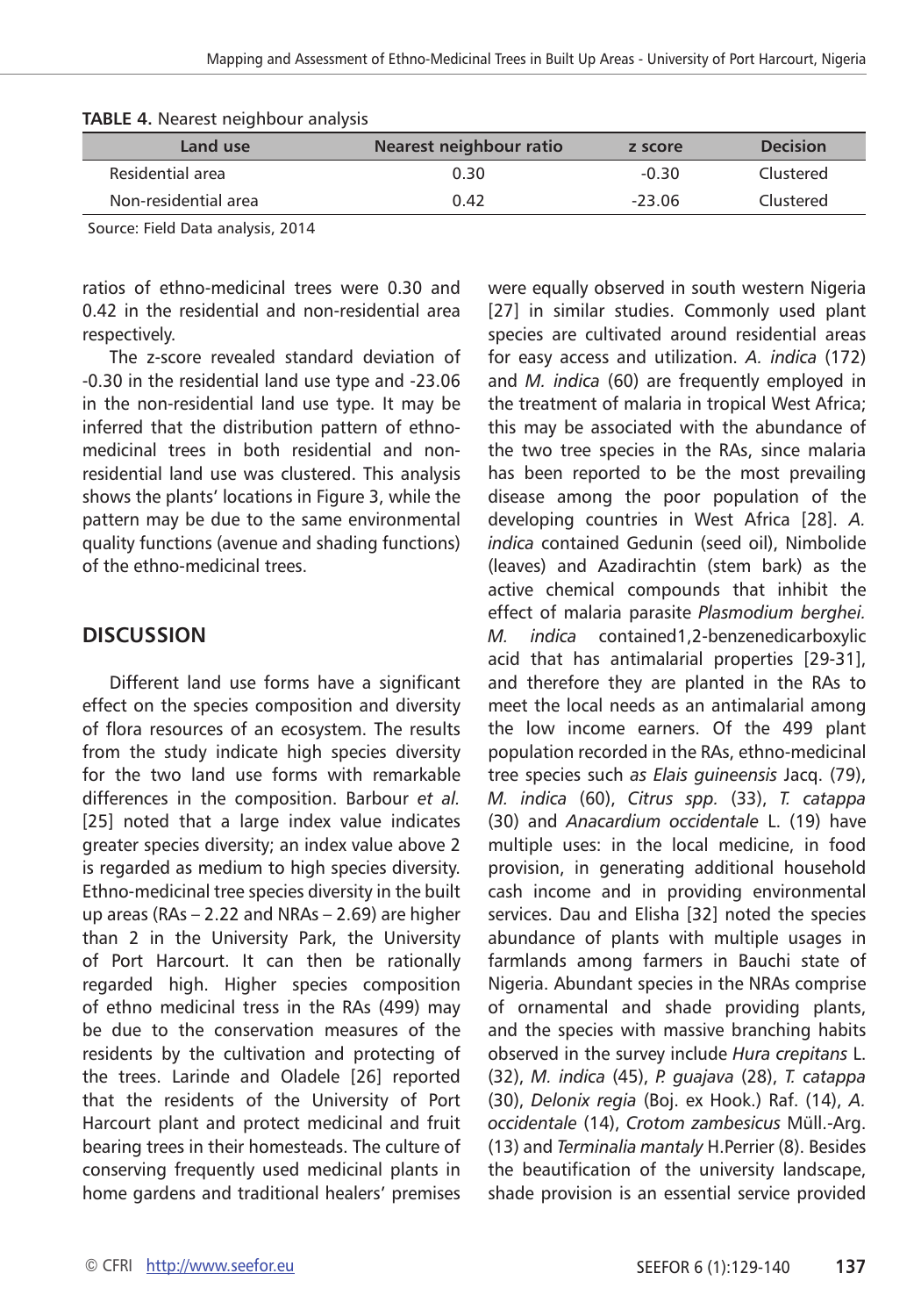**TABLE 4.** Nearest neighbour analysis

| Land use | Nearest neighbour ratio | z score | Decision |
|---|---|---|---|
| Residential area | 0.30 | -0.30 | Clustered |
| Non-residential area | 0.42 | -23.06 | Clustered |

Source: Field Data analysis, 2014

ratios of ethno-medicinal trees were 0.30 and 0.42 in the residential and non-residential area respectively.

The z-score revealed standard deviation of -0.30 in the residential land use type and -23.06 in the non-residential land use type. It may be inferred that the distribution pattern of ethno-medicinal trees in both residential and non-residential land use was clustered. This analysis shows the plants' locations in Figure 3, while the pattern may be due to the same environmental quality functions (avenue and shading functions) of the ethno-medicinal trees.

## DISCUSSION

Different land use forms have a significant effect on the species composition and diversity of flora resources of an ecosystem. The results from the study indicate high species diversity for the two land use forms with remarkable differences in the composition. Barbour *et al.* [25] noted that a large index value indicates greater species diversity; an index value above 2 is regarded as medium to high species diversity. Ethno-medicinal tree species diversity in the built up areas (RAs – 2.22 and NRAs – 2.69) are higher than 2 in the University Park, the University of Port Harcourt. It can then be rationally regarded high. Higher species composition of ethno medicinal tress in the RAs (499) may be due to the conservation measures of the residents by the cultivation and protecting of the trees. Larinde and Oladele [26] reported that the residents of the University of Port Harcourt plant and protect medicinal and fruit bearing trees in their homesteads. The culture of conserving frequently used medicinal plants in home gardens and traditional healers' premises were equally observed in south western Nigeria [27] in similar studies. Commonly used plant species are cultivated around residential areas for easy access and utilization. *A. indica* (172) and *M. indica* (60) are frequently employed in the treatment of malaria in tropical West Africa; this may be associated with the abundance of the two tree species in the RAs, since malaria has been reported to be the most prevailing disease among the poor population of the developing countries in West Africa [28]. *A. indica* contained Gedunin (seed oil), Nimbolide (leaves) and Azadirachtin (stem bark) as the active chemical compounds that inhibit the effect of malaria parasite *Plasmodium berghei. M. indica* contained1,2-benzenedicarboxylic acid that has antimalarial properties [29-31], and therefore they are planted in the RAs to meet the local needs as an antimalarial among the low income earners. Of the 499 plant population recorded in the RAs, ethno-medicinal tree species such *as Elais guineensis* Jacq. (79), *M. indica* (60), *Citrus spp.* (33), *T. catappa* (30) and *Anacardium occidentale* L. (19) have multiple uses: in the local medicine, in food provision, in generating additional household cash income and in providing environmental services. Dau and Elisha [32] noted the species abundance of plants with multiple usages in farmlands among farmers in Bauchi state of Nigeria. Abundant species in the NRAs comprise of ornamental and shade providing plants, and the species with massive branching habits observed in the survey include *Hura crepitans* L. (32), *M. indica* (45), *P. guajava* (28), *T. catappa* (30), *Delonix regia* (Boj. ex Hook.) Raf. (14), *A. occidentale* (14), *Crotom zambesicus* Müll.-Arg. (13) and *Terminalia mantaly* H.Perrier (8). Besides the beautification of the university landscape, shade provision is an essential service provided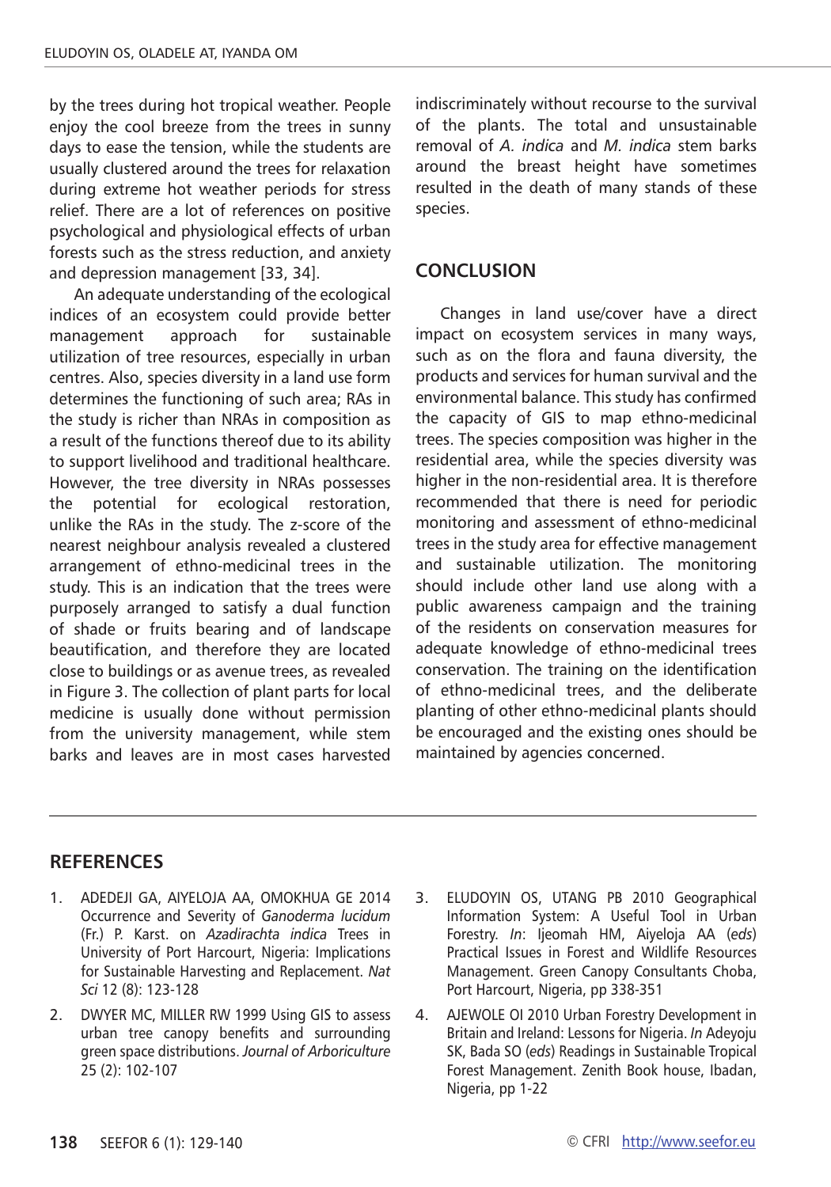by the trees during hot tropical weather. People enjoy the cool breeze from the trees in sunny days to ease the tension, while the students are usually clustered around the trees for relaxation during extreme hot weather periods for stress relief. There are a lot of references on positive psychological and physiological effects of urban forests such as the stress reduction, and anxiety and depression management [33, 34].

An adequate understanding of the ecological indices of an ecosystem could provide better management approach for sustainable utilization of tree resources, especially in urban centres. Also, species diversity in a land use form determines the functioning of such area; RAs in the study is richer than NRAs in composition as a result of the functions thereof due to its ability to support livelihood and traditional healthcare. However, the tree diversity in NRAs possesses the potential for ecological restoration, unlike the RAs in the study. The z-score of the nearest neighbour analysis revealed a clustered arrangement of ethno-medicinal trees in the study. This is an indication that the trees were purposely arranged to satisfy a dual function of shade or fruits bearing and of landscape beautification, and therefore they are located close to buildings or as avenue trees, as revealed in Figure 3. The collection of plant parts for local medicine is usually done without permission from the university management, while stem barks and leaves are in most cases harvested indiscriminately without recourse to the survival of the plants. The total and unsustainable removal of *A. indica* and *M. indica* stem barks around the breast height have sometimes resulted in the death of many stands of these species.

## CONCLUSION

Changes in land use/cover have a direct impact on ecosystem services in many ways, such as on the flora and fauna diversity, the products and services for human survival and the environmental balance. This study has confirmed the capacity of GIS to map ethno-medicinal trees. The species composition was higher in the residential area, while the species diversity was higher in the non-residential area. It is therefore recommended that there is need for periodic monitoring and assessment of ethno-medicinal trees in the study area for effective management and sustainable utilization. The monitoring should include other land use along with a public awareness campaign and the training of the residents on conservation measures for adequate knowledge of ethno-medicinal trees conservation. The training on the identification of ethno-medicinal trees, and the deliberate planting of other ethno-medicinal plants should be encouraged and the existing ones should be maintained by agencies concerned.

## REFERENCES

1. ADEDEJI GA, AIYELOJA AA, OMOKHUA GE 2014 Occurrence and Severity of *Ganoderma lucidum* (Fr.) P. Karst. on *Azadirachta indica* Trees in University of Port Harcourt, Nigeria: Implications for Sustainable Harvesting and Replacement. *Nat Sci* 12 (8): 123-128
2. DWYER MC, MILLER RW 1999 Using GIS to assess urban tree canopy benefits and surrounding green space distributions. *Journal of Arboriculture* 25 (2): 102-107
3. ELUDOYIN OS, UTANG PB 2010 Geographical Information System: A Useful Tool in Urban Forestry. *In*: Ijeomah HM, Aiyeloja AA (*eds*) Practical Issues in Forest and Wildlife Resources Management. Green Canopy Consultants Choba, Port Harcourt, Nigeria, pp 338-351
4. AJEWOLE OI 2010 Urban Forestry Development in Britain and Ireland: Lessons for Nigeria. *In* Adeyoju SK, Bada SO (*eds*) Readings in Sustainable Tropical Forest Management. Zenith Book house, Ibadan, Nigeria, pp 1-22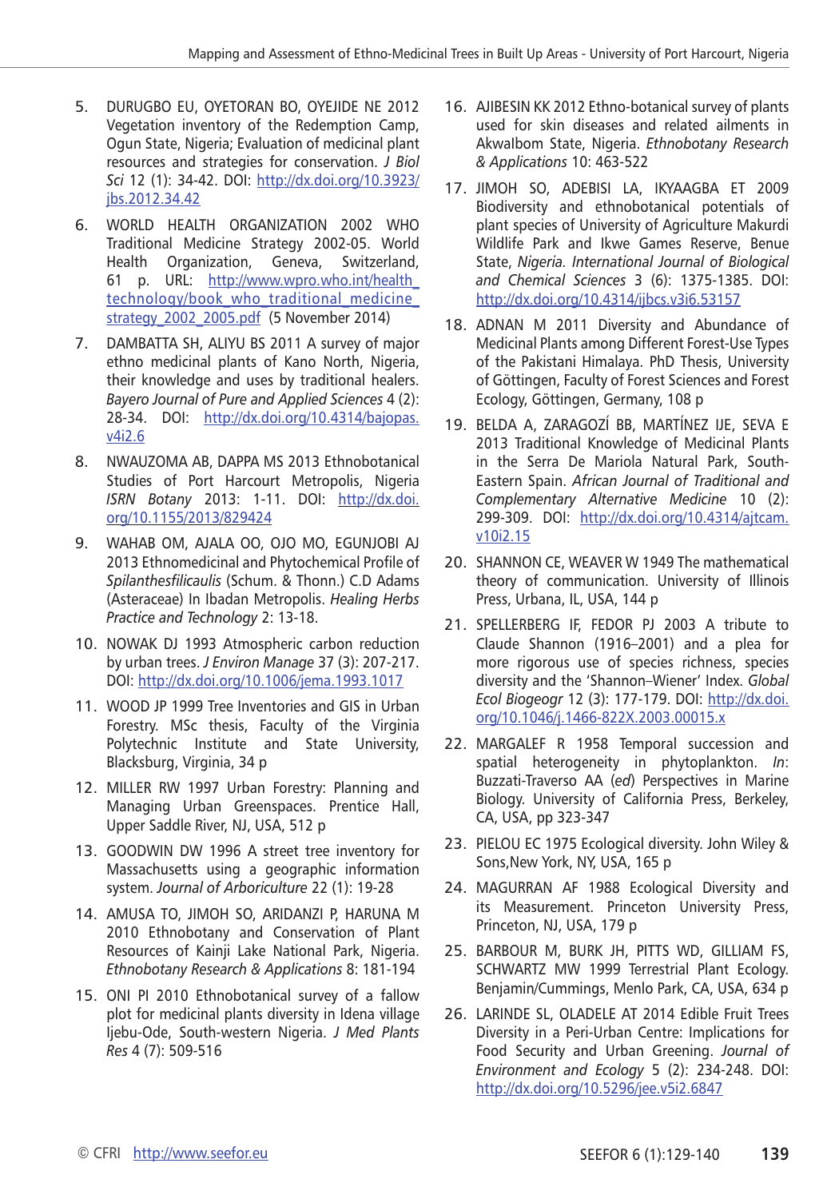5. DURUGBO EU, OYETORAN BO, OYEJIDE NE 2012 Vegetation inventory of the Redemption Camp, Ogun State, Nigeria; Evaluation of medicinal plant resources and strategies for conservation. *J Biol Sci* 12 (1): 34-42. DOI: http://dx.doi.org/10.3923/jbs.2012.34.42

6. WORLD HEALTH ORGANIZATION 2002 WHO Traditional Medicine Strategy 2002-05. World Health Organization, Geneva, Switzerland, 61 p. URL: http://www.wpro.who.int/health_technology/book_who_traditional_medicine_strategy_2002_2005.pdf (5 November 2014)

7. DAMBATTA SH, ALIYU BS 2011 A survey of major ethno medicinal plants of Kano North, Nigeria, their knowledge and uses by traditional healers. *Bayero Journal of Pure and Applied Sciences* 4 (2): 28-34. DOI: http://dx.doi.org/10.4314/bajopas.v4i2.6

8. NWAUZOMA AB, DAPPA MS 2013 Ethnobotanical Studies of Port Harcourt Metropolis, Nigeria *ISRN Botany* 2013: 1-11. DOI: http://dx.doi.org/10.1155/2013/829424

9. WAHAB OM, AJALA OO, OJO MO, EGUNJOBI AJ 2013 Ethnomedicinal and Phytochemical Profile of *Spilanthesfilicaulis* (Schum. & Thonn.) C.D Adams (Asteraceae) In Ibadan Metropolis. *Healing Herbs Practice and Technology* 2: 13-18.

10. NOWAK DJ 1993 Atmospheric carbon reduction by urban trees. *J Environ Manage* 37 (3): 207-217. DOI: http://dx.doi.org/10.1006/jema.1993.1017

11. WOOD JP 1999 Tree Inventories and GIS in Urban Forestry. MSc thesis, Faculty of the Virginia Polytechnic Institute and State University, Blacksburg, Virginia, 34 p

12. MILLER RW 1997 Urban Forestry: Planning and Managing Urban Greenspaces. Prentice Hall, Upper Saddle River, NJ, USA, 512 p

13. GOODWIN DW 1996 A street tree inventory for Massachusetts using a geographic information system. *Journal of Arboriculture* 22 (1): 19-28

14. AMUSA TO, JIMOH SO, ARIDANZI P, HARUNA M 2010 Ethnobotany and Conservation of Plant Resources of Kainji Lake National Park, Nigeria. *Ethnobotany Research & Applications* 8: 181-194

15. ONI PI 2010 Ethnobotanical survey of a fallow plot for medicinal plants diversity in Idena village Ijebu-Ode, South-western Nigeria. *J Med Plants Res* 4 (7): 509-516

16. AJIBESIN KK 2012 Ethno-botanical survey of plants used for skin diseases and related ailments in Akwalbom State, Nigeria. *Ethnobotany Research & Applications* 10: 463-522

17. JIMOH SO, ADEBISI LA, IKYAAGBA ET 2009 Biodiversity and ethnobotanical potentials of plant species of University of Agriculture Makurdi Wildlife Park and Ikwe Games Reserve, Benue State, *Nigeria. International Journal of Biological and Chemical Sciences* 3 (6): 1375-1385. DOI: http://dx.doi.org/10.4314/ijbcs.v3i6.53157

18. ADNAN M 2011 Diversity and Abundance of Medicinal Plants among Different Forest-Use Types of the Pakistani Himalaya. PhD Thesis, University of Göttingen, Faculty of Forest Sciences and Forest Ecology, Göttingen, Germany, 108 p

19. BELDA A, ZARAGOZÍ BB, MARTÍNEZ IJE, SEVA E 2013 Traditional Knowledge of Medicinal Plants in the Serra De Mariola Natural Park, South-Eastern Spain. *African Journal of Traditional and Complementary Alternative Medicine* 10 (2): 299-309. DOI: http://dx.doi.org/10.4314/ajtcam.v10i2.15

20. SHANNON CE, WEAVER W 1949 The mathematical theory of communication. University of Illinois Press, Urbana, IL, USA, 144 p

21. SPELLERBERG IF, FEDOR PJ 2003 A tribute to Claude Shannon (1916–2001) and a plea for more rigorous use of species richness, species diversity and the 'Shannon–Wiener' Index. *Global Ecol Biogeogr* 12 (3): 177-179. DOI: http://dx.doi.org/10.1046/j.1466-822X.2003.00015.x

22. MARGALEF R 1958 Temporal succession and spatial heterogeneity in phytoplankton. *In*: Buzzati-Traverso AA (*ed*) Perspectives in Marine Biology. University of California Press, Berkeley, CA, USA, pp 323-347

23. PIELOU EC 1975 Ecological diversity. John Wiley & Sons,New York, NY, USA, 165 p

24. MAGURRAN AF 1988 Ecological Diversity and its Measurement. Princeton University Press, Princeton, NJ, USA, 179 p

25. BARBOUR M, BURK JH, PITTS WD, GILLIAM FS, SCHWARTZ MW 1999 Terrestrial Plant Ecology. Benjamin/Cummings, Menlo Park, CA, USA, 634 p

26. LARINDE SL, OLADELE AT 2014 Edible Fruit Trees Diversity in a Peri-Urban Centre: Implications for Food Security and Urban Greening. *Journal of Environment and Ecology* 5 (2): 234-248. DOI: http://dx.doi.org/10.5296/jee.v5i2.6847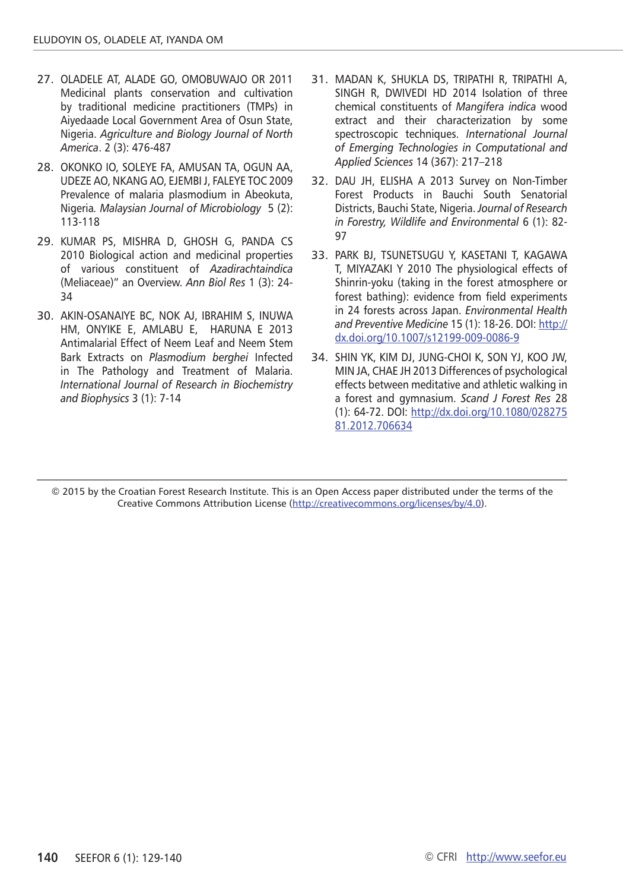27. OLADELE AT, ALADE GO, OMOBUWAJO OR 2011 Medicinal plants conservation and cultivation by traditional medicine practitioners (TMPs) in Aiyedaade Local Government Area of Osun State, Nigeria. *Agriculture and Biology Journal of North America*. 2 (3): 476-487

28. OKONKO IO, SOLEYE FA, AMUSAN TA, OGUN AA, UDEZE AO, NKANG AO, EJEMBI J, FALEYE TOC 2009 Prevalence of malaria plasmodium in Abeokuta, Nigeria. *Malaysian Journal of Microbiology* 5 (2): 113-118

29. KUMAR PS, MISHRA D, GHOSH G, PANDA CS 2010 Biological action and medicinal properties of various constituent of *Azadirachtaindica* (Meliaceae)" an Overview. *Ann Biol Res* 1 (3): 24-34

30. AKIN-OSANAIYE BC, NOK AJ, IBRAHIM S, INUWA HM, ONYIKE E, AMLABU E, HARUNA E 2013 Antimalarial Effect of Neem Leaf and Neem Stem Bark Extracts on *Plasmodium berghei* Infected in The Pathology and Treatment of Malaria. *International Journal of Research in Biochemistry and Biophysics* 3 (1): 7-14

31. MADAN K, SHUKLA DS, TRIPATHI R, TRIPATHI A, SINGH R, DWIVEDI HD 2014 Isolation of three chemical constituents of *Mangifera indica* wood extract and their characterization by some spectroscopic techniques. *International Journal of Emerging Technologies in Computational and Applied Sciences* 14 (367): 217–218

32. DAU JH, ELISHA A 2013 Survey on Non-Timber Forest Products in Bauchi South Senatorial Districts, Bauchi State, Nigeria. *Journal of Research in Forestry, Wildlife and Environmental* 6 (1): 82-97

33. PARK BJ, TSUNETSUGU Y, KASETANI T, KAGAWA T, MIYAZAKI Y 2010 The physiological effects of Shinrin-yoku (taking in the forest atmosphere or forest bathing): evidence from field experiments in 24 forests across Japan. *Environmental Health and Preventive Medicine* 15 (1): 18-26. DOI: http://dx.doi.org/10.1007/s12199-009-0086-9

34. SHIN YK, KIM DJ, JUNG-CHOI K, SON YJ, KOO JW, MIN JA, CHAE JH 2013 Differences of psychological effects between meditative and athletic walking in a forest and gymnasium. *Scand J Forest Res* 28 (1): 64-72. DOI: http://dx.doi.org/10.1080/02827581.2012.706634

© 2015 by the Croatian Forest Research Institute. This is an Open Access paper distributed under the terms of the Creative Commons Attribution License (http://creativecommons.org/licenses/by/4.0).